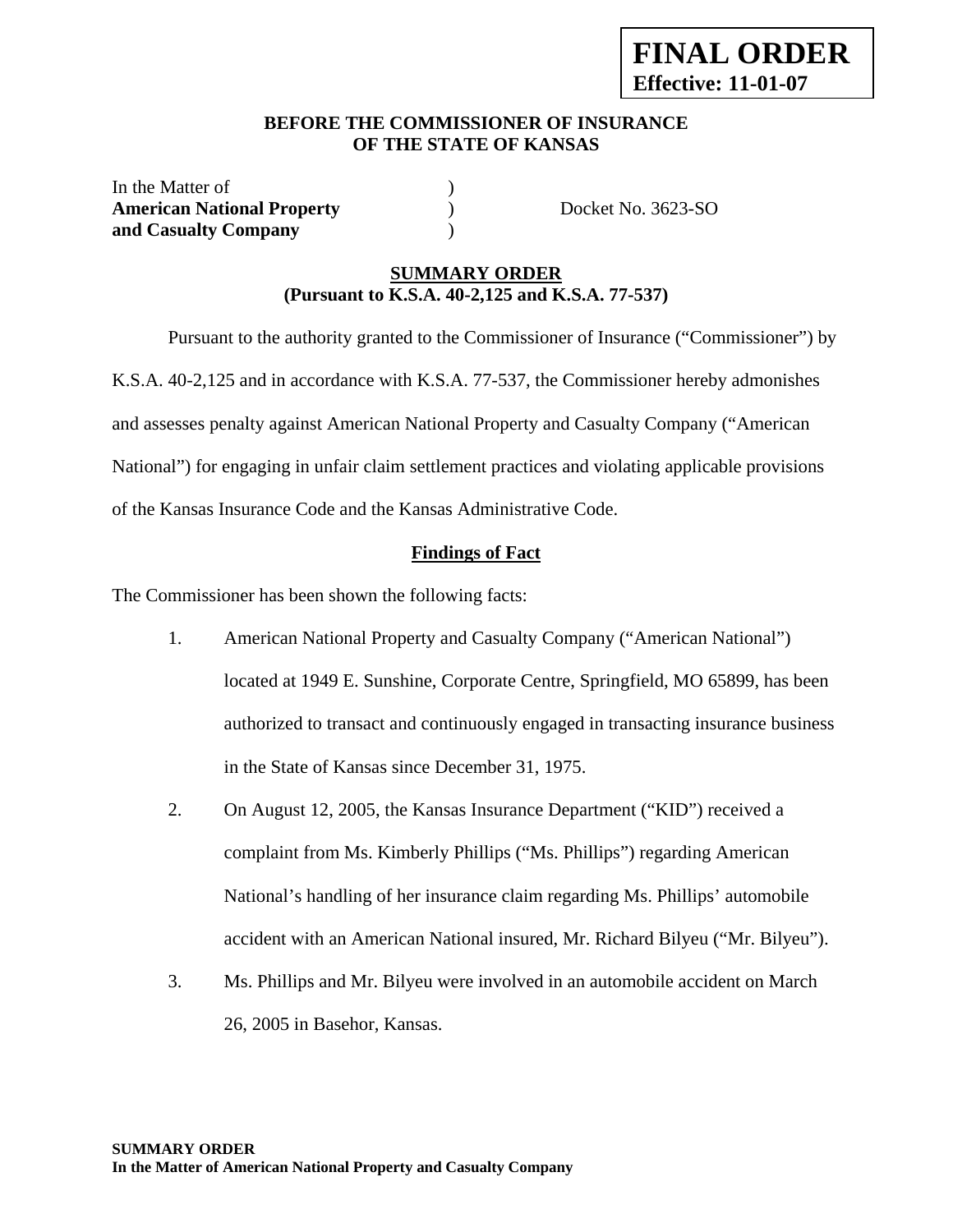**FINAL ORDER**
**Effective: 11-01-07**

**BEFORE THE COMMISSIONER OF INSURANCE**
**OF THE STATE OF KANSAS**

In the Matter of )
**American National Property** ) Docket No. 3623-SO
**and Casualty Company** )

## SUMMARY ORDER
**(Pursuant to K.S.A. 40-2,125 and K.S.A. 77-537)**

Pursuant to the authority granted to the Commissioner of Insurance ("Commissioner") by K.S.A. 40-2,125 and in accordance with K.S.A. 77-537, the Commissioner hereby admonishes and assesses penalty against American National Property and Casualty Company ("American National") for engaging in unfair claim settlement practices and violating applicable provisions of the Kansas Insurance Code and the Kansas Administrative Code.

### Findings of Fact

The Commissioner has been shown the following facts:

1. American National Property and Casualty Company ("American National") located at 1949 E. Sunshine, Corporate Centre, Springfield, MO 65899, has been authorized to transact and continuously engaged in transacting insurance business in the State of Kansas since December 31, 1975.

2. On August 12, 2005, the Kansas Insurance Department ("KID") received a complaint from Ms. Kimberly Phillips ("Ms. Phillips") regarding American National's handling of her insurance claim regarding Ms. Phillips' automobile accident with an American National insured, Mr. Richard Bilyeu ("Mr. Bilyeu").

3. Ms. Phillips and Mr. Bilyeu were involved in an automobile accident on March 26, 2005 in Basehor, Kansas.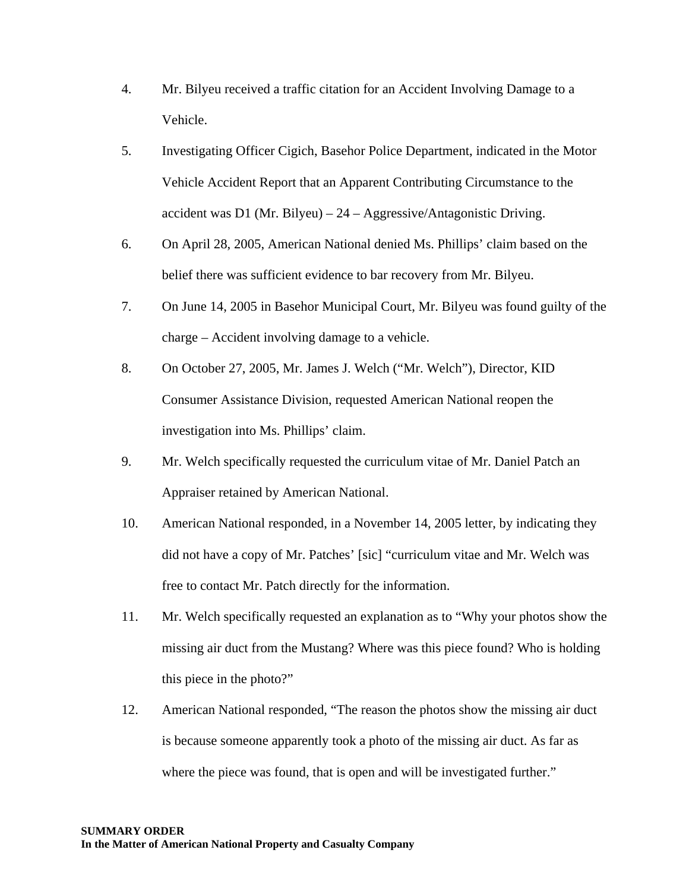4. Mr. Bilyeu received a traffic citation for an Accident Involving Damage to a Vehicle.

5. Investigating Officer Cigich, Basehor Police Department, indicated in the Motor Vehicle Accident Report that an Apparent Contributing Circumstance to the accident was D1 (Mr. Bilyeu) – 24 – Aggressive/Antagonistic Driving.

6. On April 28, 2005, American National denied Ms. Phillips' claim based on the belief there was sufficient evidence to bar recovery from Mr. Bilyeu.

7. On June 14, 2005 in Basehor Municipal Court, Mr. Bilyeu was found guilty of the charge – Accident involving damage to a vehicle.

8. On October 27, 2005, Mr. James J. Welch ("Mr. Welch"), Director, KID Consumer Assistance Division, requested American National reopen the investigation into Ms. Phillips' claim.

9. Mr. Welch specifically requested the curriculum vitae of Mr. Daniel Patch an Appraiser retained by American National.

10. American National responded, in a November 14, 2005 letter, by indicating they did not have a copy of Mr. Patches' [sic] "curriculum vitae and Mr. Welch was free to contact Mr. Patch directly for the information.

11. Mr. Welch specifically requested an explanation as to "Why your photos show the missing air duct from the Mustang? Where was this piece found? Who is holding this piece in the photo?"

12. American National responded, "The reason the photos show the missing air duct is because someone apparently took a photo of the missing air duct. As far as where the piece was found, that is open and will be investigated further."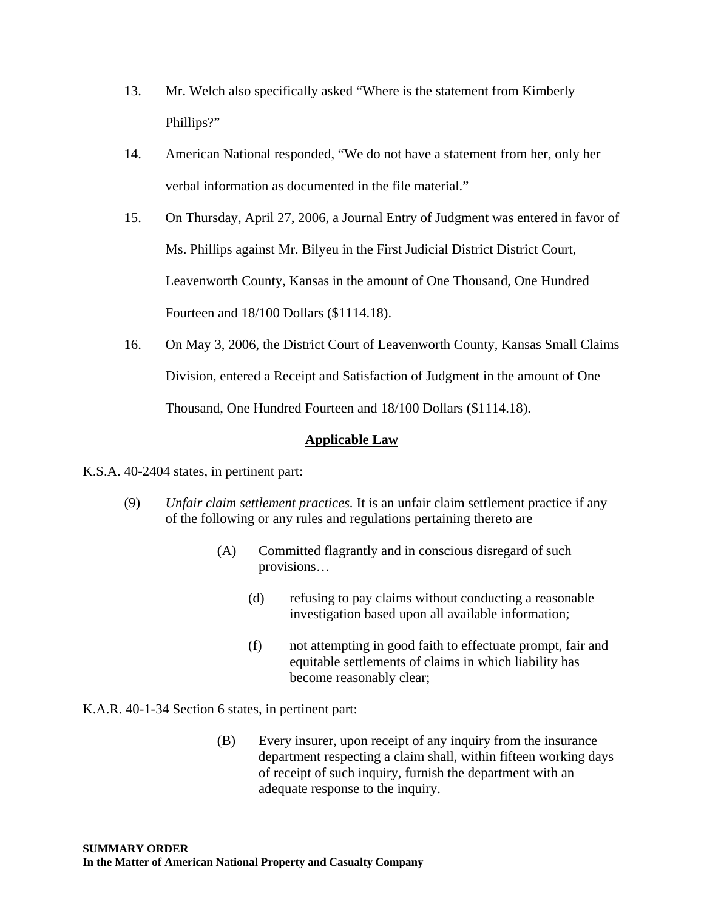13. Mr. Welch also specifically asked "Where is the statement from Kimberly Phillips?"

14. American National responded, "We do not have a statement from her, only her verbal information as documented in the file material."

15. On Thursday, April 27, 2006, a Journal Entry of Judgment was entered in favor of Ms. Phillips against Mr. Bilyeu in the First Judicial District District Court, Leavenworth County, Kansas in the amount of One Thousand, One Hundred Fourteen and 18/100 Dollars ($1114.18).

16. On May 3, 2006, the District Court of Leavenworth County, Kansas Small Claims Division, entered a Receipt and Satisfaction of Judgment in the amount of One Thousand, One Hundred Fourteen and 18/100 Dollars ($1114.18).

## Applicable Law

K.S.A. 40-2404 states, in pertinent part:

> (9) *Unfair claim settlement practices.* It is an unfair claim settlement practice if any of the following or any rules and regulations pertaining thereto are
>
> > (A) Committed flagrantly and in conscious disregard of such provisions…
> >
> > > (d) refusing to pay claims without conducting a reasonable investigation based upon all available information;
> > >
> > > (f) not attempting in good faith to effectuate prompt, fair and equitable settlements of claims in which liability has become reasonably clear;

K.A.R. 40-1-34 Section 6 states, in pertinent part:

> (B) Every insurer, upon receipt of any inquiry from the insurance department respecting a claim shall, within fifteen working days of receipt of such inquiry, furnish the department with an adequate response to the inquiry.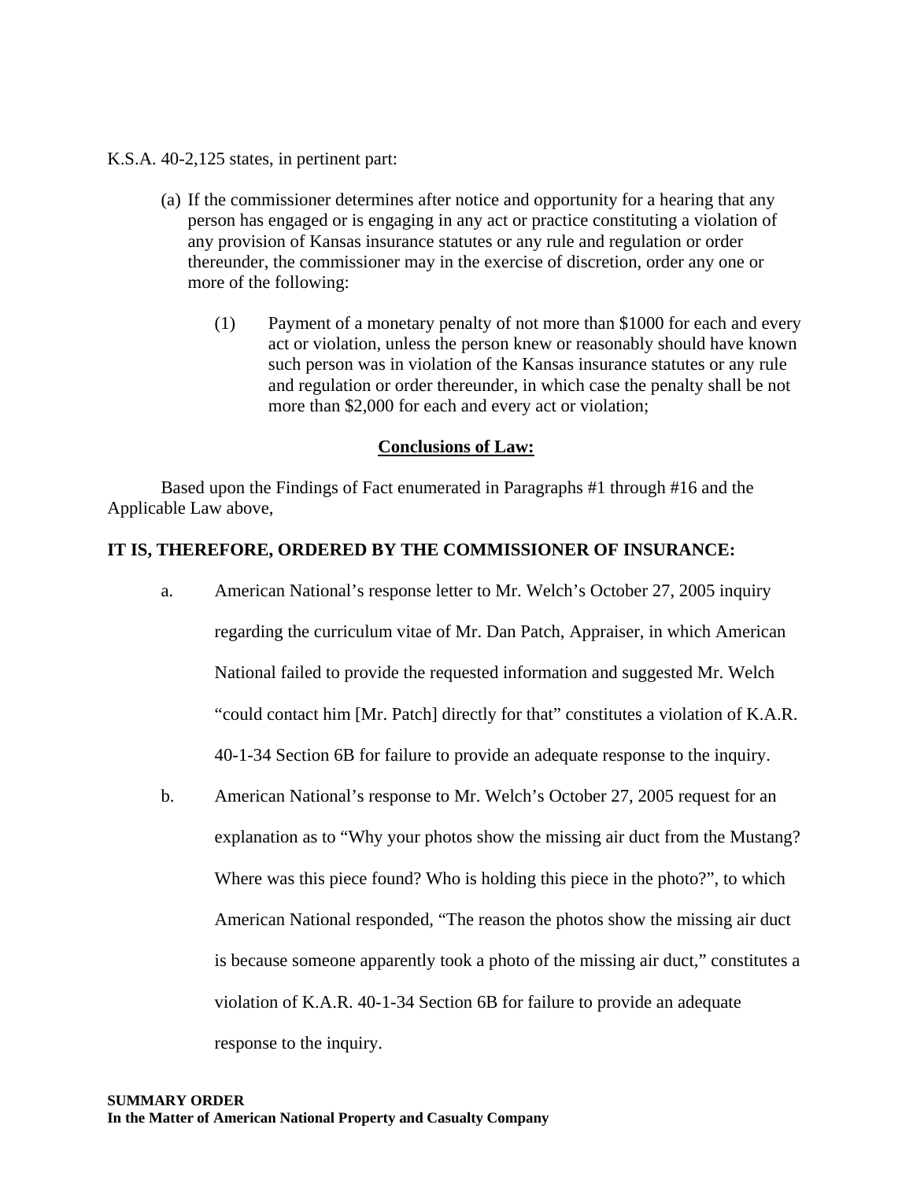K.S.A. 40-2,125 states, in pertinent part:

> (a) If the commissioner determines after notice and opportunity for a hearing that any person has engaged or is engaging in any act or practice constituting a violation of any provision of Kansas insurance statutes or any rule and regulation or order thereunder, the commissioner may in the exercise of discretion, order any one or more of the following:
>
> (1) Payment of a monetary penalty of not more than $1000 for each and every act or violation, unless the person knew or reasonably should have known such person was in violation of the Kansas insurance statutes or any rule and regulation or order thereunder, in which case the penalty shall be not more than $2,000 for each and every act or violation;

## Conclusions of Law:

Based upon the Findings of Fact enumerated in Paragraphs #1 through #16 and the Applicable Law above,

**IT IS, THEREFORE, ORDERED BY THE COMMISSIONER OF INSURANCE:**

a. American National's response letter to Mr. Welch's October 27, 2005 inquiry regarding the curriculum vitae of Mr. Dan Patch, Appraiser, in which American National failed to provide the requested information and suggested Mr. Welch "could contact him [Mr. Patch] directly for that" constitutes a violation of K.A.R. 40-1-34 Section 6B for failure to provide an adequate response to the inquiry.

b. American National's response to Mr. Welch's October 27, 2005 request for an explanation as to "Why your photos show the missing air duct from the Mustang? Where was this piece found? Who is holding this piece in the photo?", to which American National responded, "The reason the photos show the missing air duct is because someone apparently took a photo of the missing air duct," constitutes a violation of K.A.R. 40-1-34 Section 6B for failure to provide an adequate response to the inquiry.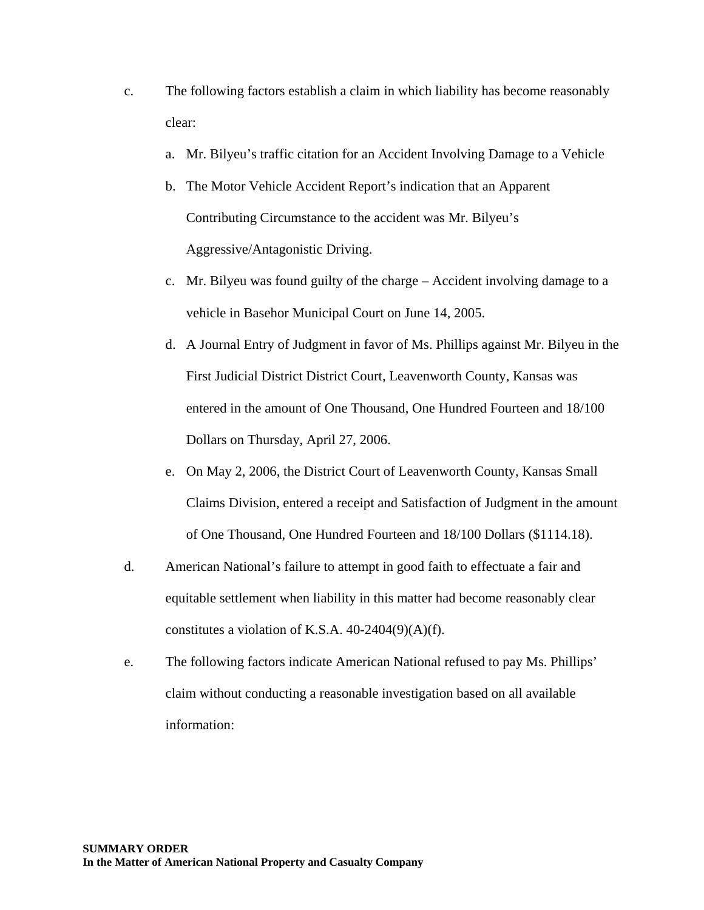c. The following factors establish a claim in which liability has become reasonably clear:

   a. Mr. Bilyeu's traffic citation for an Accident Involving Damage to a Vehicle

   b. The Motor Vehicle Accident Report's indication that an Apparent Contributing Circumstance to the accident was Mr. Bilyeu's Aggressive/Antagonistic Driving.

   c. Mr. Bilyeu was found guilty of the charge – Accident involving damage to a vehicle in Basehor Municipal Court on June 14, 2005.

   d. A Journal Entry of Judgment in favor of Ms. Phillips against Mr. Bilyeu in the First Judicial District District Court, Leavenworth County, Kansas was entered in the amount of One Thousand, One Hundred Fourteen and 18/100 Dollars on Thursday, April 27, 2006.

   e. On May 2, 2006, the District Court of Leavenworth County, Kansas Small Claims Division, entered a receipt and Satisfaction of Judgment in the amount of One Thousand, One Hundred Fourteen and 18/100 Dollars ($1114.18).

d. American National's failure to attempt in good faith to effectuate a fair and equitable settlement when liability in this matter had become reasonably clear constitutes a violation of K.S.A. 40-2404(9)(A)(f).

e. The following factors indicate American National refused to pay Ms. Phillips' claim without conducting a reasonable investigation based on all available information: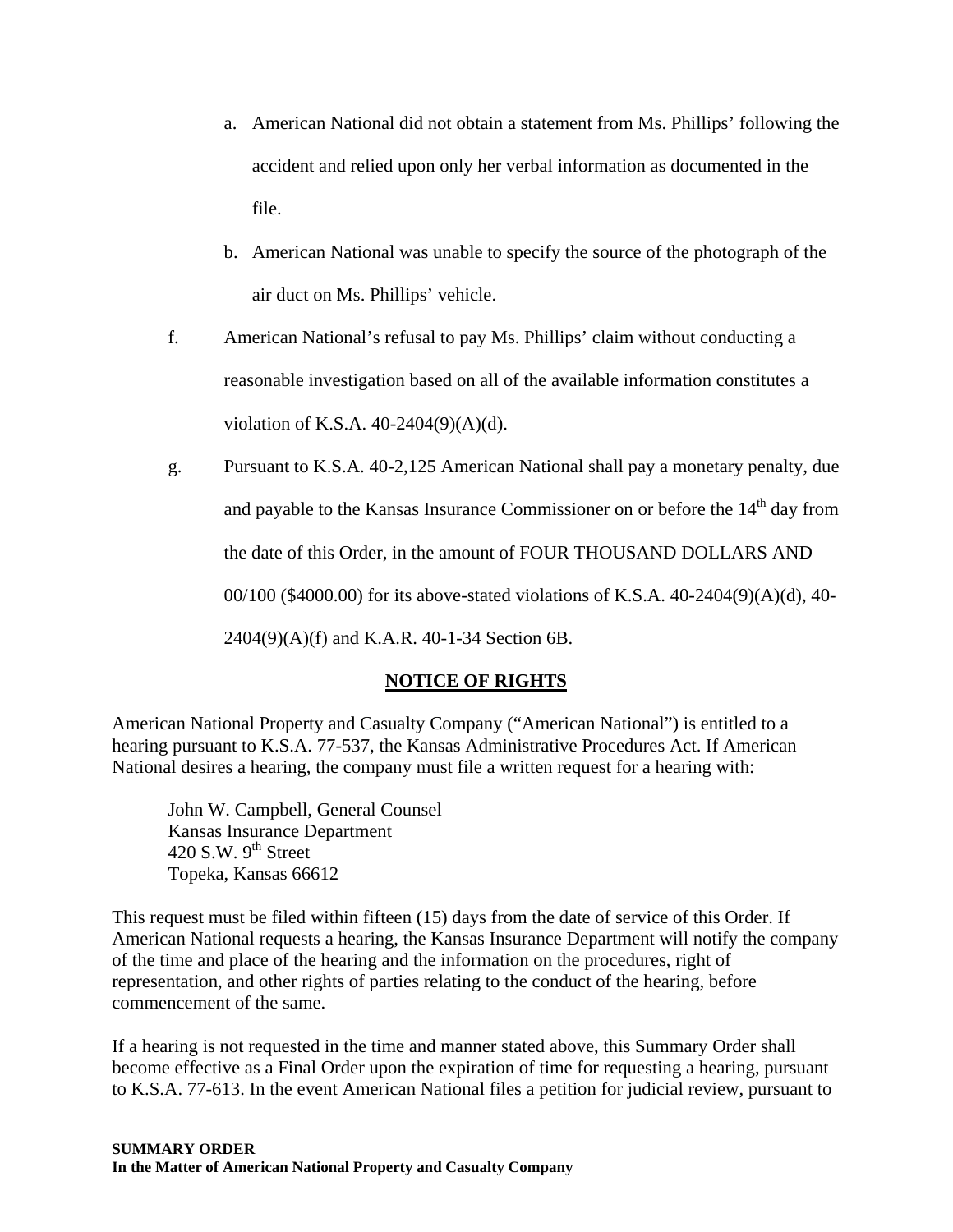a. American National did not obtain a statement from Ms. Phillips' following the accident and relied upon only her verbal information as documented in the file.

b. American National was unable to specify the source of the photograph of the air duct on Ms. Phillips' vehicle.

f. American National's refusal to pay Ms. Phillips' claim without conducting a reasonable investigation based on all of the available information constitutes a violation of K.S.A. 40-2404(9)(A)(d).

g. Pursuant to K.S.A. 40-2,125 American National shall pay a monetary penalty, due and payable to the Kansas Insurance Commissioner on or before the 14th day from the date of this Order, in the amount of FOUR THOUSAND DOLLARS AND 00/100 ($4000.00) for its above-stated violations of K.S.A. 40-2404(9)(A)(d), 40-2404(9)(A)(f) and K.A.R. 40-1-34 Section 6B.

## NOTICE OF RIGHTS

American National Property and Casualty Company ("American National") is entitled to a hearing pursuant to K.S.A. 77-537, the Kansas Administrative Procedures Act. If American National desires a hearing, the company must file a written request for a hearing with:

John W. Campbell, General Counsel
Kansas Insurance Department
420 S.W. 9th Street
Topeka, Kansas 66612

This request must be filed within fifteen (15) days from the date of service of this Order. If American National requests a hearing, the Kansas Insurance Department will notify the company of the time and place of the hearing and the information on the procedures, right of representation, and other rights of parties relating to the conduct of the hearing, before commencement of the same.

If a hearing is not requested in the time and manner stated above, this Summary Order shall become effective as a Final Order upon the expiration of time for requesting a hearing, pursuant to K.S.A. 77-613. In the event American National files a petition for judicial review, pursuant to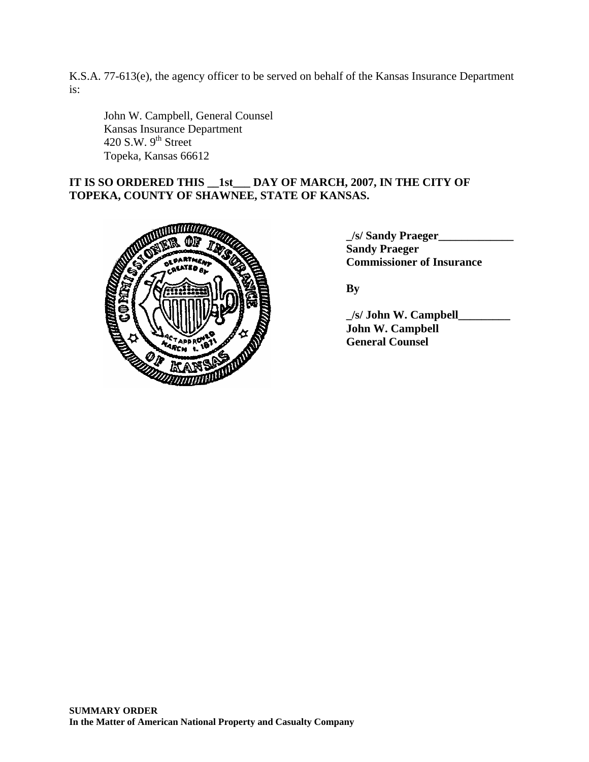K.S.A. 77-613(e), the agency officer to be served on behalf of the Kansas Insurance Department is:

John W. Campbell, General Counsel
Kansas Insurance Department
420 S.W. 9th Street
Topeka, Kansas 66612

**IT IS SO ORDERED THIS __1st___ DAY OF MARCH, 2007, IN THE CITY OF TOPEKA, COUNTY OF SHAWNEE, STATE OF KANSAS.**

**_/s/ Sandy Praeger_____________**
**Sandy Praeger**
**Commissioner of Insurance**

**By**

**_/s/ John W. Campbell_________**
**John W. Campbell**
**General Counsel**

**SUMMARY ORDER**
**In the Matter of American National Property and Casualty Company**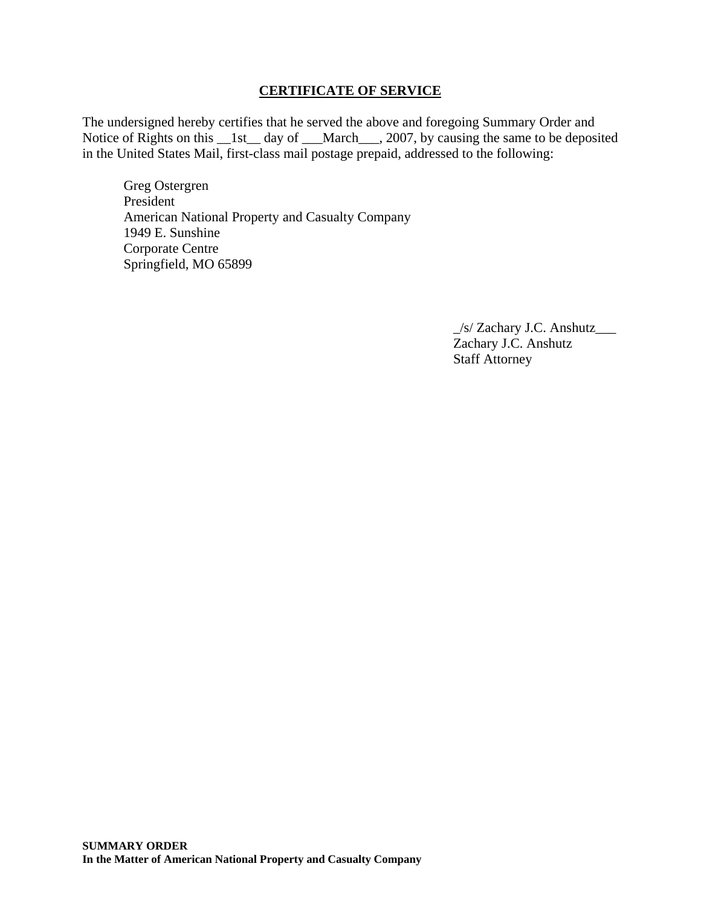## CERTIFICATE OF SERVICE

The undersigned hereby certifies that he served the above and foregoing Summary Order and Notice of Rights on this __1st__ day of ___March___, 2007, by causing the same to be deposited in the United States Mail, first-class mail postage prepaid, addressed to the following:

Greg Ostergren
President
American National Property and Casualty Company
1949 E. Sunshine
Corporate Centre
Springfield, MO 65899

_/s/ Zachary J.C. Anshutz___
Zachary J.C. Anshutz
Staff Attorney